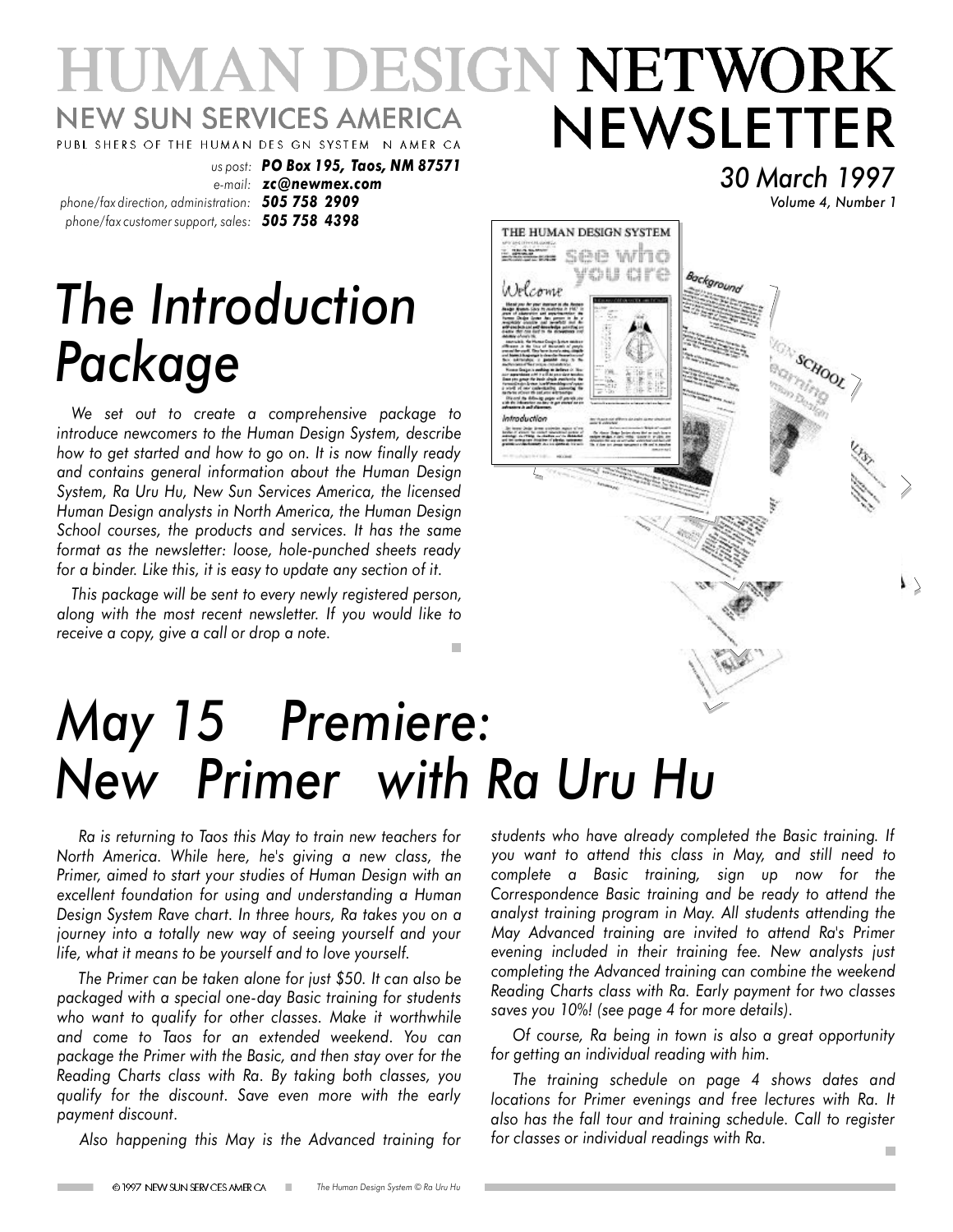# HUMAN DESIGN NETWORK NEWSLETTER

NEW SUN SERVICES AMERICA

PUBL SHERS OF THE HUMAN DES GN SYSTEM N AMER CA

*us post:* ***PO Box 195, Taos, NM 87571***
*e-mail:* ***zc@newmex.com***
*phone/fax direction, administration:* ***505 758 2909***
*phone/fax customer support, sales:* ***505 758 4398***

*30 March 1997*
*Volume 4, Number 1*

# *The Introduction Package*

*We set out to create a comprehensive package to introduce newcomers to the Human Design System, describe how to get started and how to go on. It is now finally ready and contains general information about the Human Design System, Ra Uru Hu, New Sun Services America, the licensed Human Design analysts in North America, the Human Design School courses, the products and services. It has the same format as the newsletter: loose, hole-punched sheets ready for a binder. Like this, it is easy to update any section of it.*

*This package will be sent to every newly registered person, along with the most recent newsletter. If you would like to receive a copy, give a call or drop a note.*

# *May 15 Premiere: New Primer with Ra Uru Hu*

*Ra is returning to Taos this May to train new teachers for North America. While here, he's giving a new class, the Primer, aimed to start your studies of Human Design with an excellent foundation for using and understanding a Human Design System Rave chart. In three hours, Ra takes you on a journey into a totally new way of seeing yourself and your life, what it means to be yourself and to love yourself.*

*The Primer can be taken alone for just $50. It can also be packaged with a special one-day Basic training for students who want to qualify for other classes. Make it worthwhile and come to Taos for an extended weekend. You can package the Primer with the Basic, and then stay over for the Reading Charts class with Ra. By taking both classes, you qualify for the discount. Save even more with the early payment discount.*

*Also happening this May is the Advanced training for students who have already completed the Basic training. If you want to attend this class in May, and still need to complete a Basic training, sign up now for the Correspondence Basic training and be ready to attend the analyst training program in May. All students attending the May Advanced training are invited to attend Ra's Primer evening included in their training fee. New analysts just completing the Advanced training can combine the weekend Reading Charts class with Ra. Early payment for two classes saves you 10%! (see page 4 for more details).*

*Of course, Ra being in town is also a great opportunity for getting an individual reading with him.*

*The training schedule on page 4 shows dates and locations for Primer evenings and free lectures with Ra. It also has the fall tour and training schedule. Call to register for classes or individual readings with Ra.*

© 1997 NEW SUN SERVICES AMERICA — *The Human Design System © Ra Uru Hu*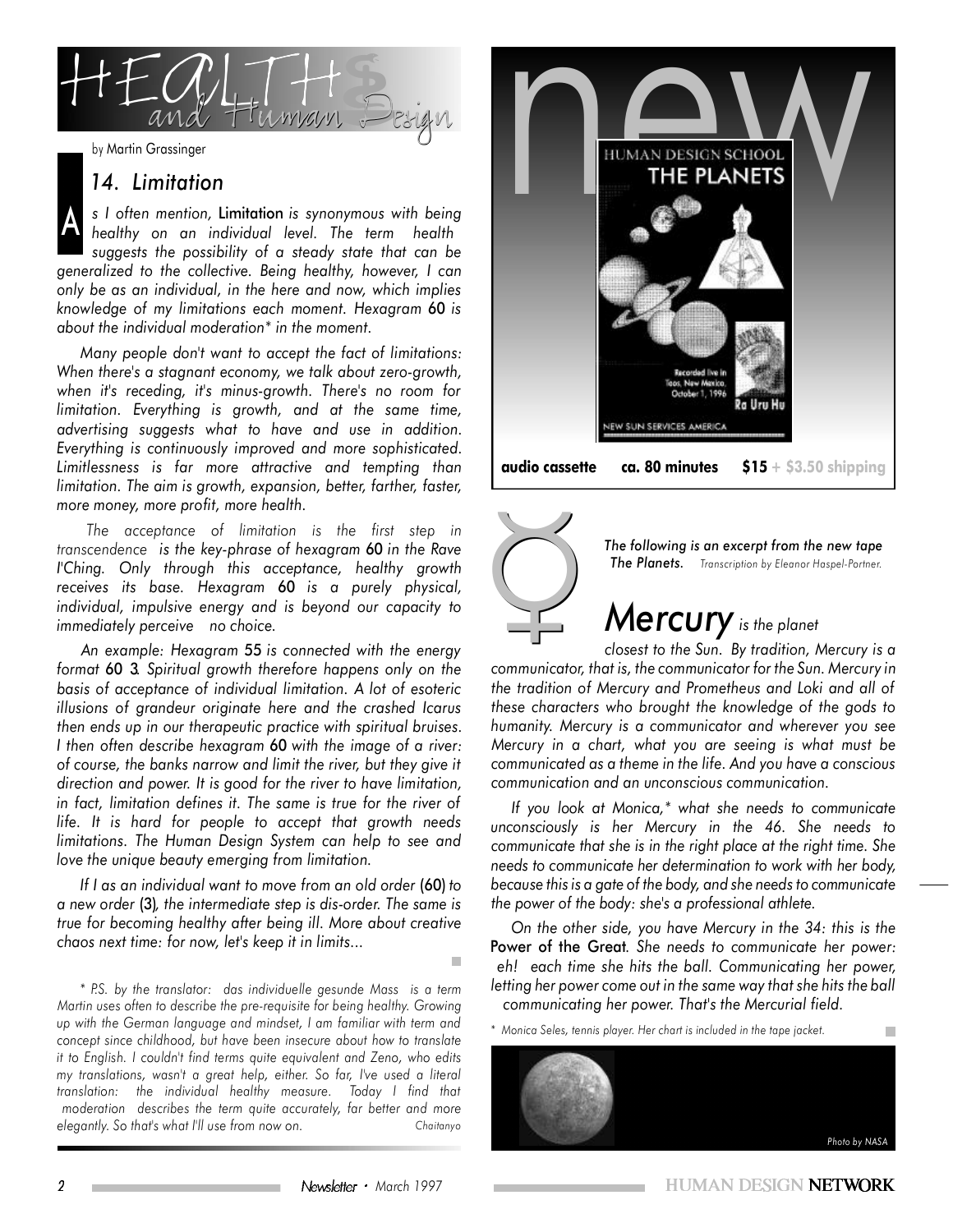# Health and Human Design

by Martin Grassinger

## 14. Limitation

*As I often mention,* **Limitation** *is synonymous with being healthy on an individual level. The term health suggests the possibility of a steady state that can be generalized to the collective. Being healthy, however, I can only be as an individual, in the here and now, which implies knowledge of my limitations each moment. Hexagram* **60** *is about the individual moderation\* in the moment.*

*Many people don't want to accept the fact of limitations: When there's a stagnant economy, we talk about zero-growth, when it's receding, it's minus-growth. There's no room for limitation. Everything is growth, and at the same time, advertising suggests what to have and use in addition. Everything is continuously improved and more sophisticated. Limitlessness is far more attractive and tempting than limitation. The aim is growth, expansion, better, farther, faster, more money, more profit, more health.*

*The acceptance of limitation is the first step in transcendence is the key-phrase of hexagram* **60** *in the Rave I'Ching. Only through this acceptance, healthy growth receives its base. Hexagram* **60** *is a purely physical, individual, impulsive energy and is beyond our capacity to immediately perceive no choice.*

*An example: Hexagram* **55** *is connected with the energy format* **60 3***. Spiritual growth therefore happens only on the basis of acceptance of individual limitation. A lot of esoteric illusions of grandeur originate here and the crashed Icarus then ends up in our therapeutic practice with spiritual bruises. I then often describe hexagram* **60** *with the image of a river: of course, the banks narrow and limit the river, but they give it direction and power. It is good for the river to have limitation, in fact, limitation defines it. The same is true for the river of life. It is hard for people to accept that growth needs limitations. The Human Design System can help to see and love the unique beauty emerging from limitation.*

*If I as an individual want to move from an old order* **(60)** *to a new order* **(3)***, the intermediate step is dis-order. The same is true for becoming healthy after being ill. More about creative chaos next time: for now, let's keep it in limits...*

*\* P.S. by the translator: das individuelle gesunde Mass is a term Martin uses often to describe the pre-requisite for being healthy. Growing up with the German language and mindset, I am familiar with term and concept since childhood, but have been insecure about how to translate it to English. I couldn't find terms quite equivalent and Zeno, who edits my translations, wasn't a great help, either. So far, I've used a literal translation: the individual healthy measure. Today I find that moderation describes the term quite accurately, far better and more elegantly. So that's what I'll use from now on.* Chaitanyo

---

## new

HUMAN DESIGN SCHOOL
THE PLANETS

Recorded live in Taos, New Mexico, October 1, 1996
Ra Uru Hu
NEW SUN SERVICES AMERICA

**audio cassette** **ca. 80 minutes** **$15** + $3.50 shipping

---

*The following is an excerpt from the new tape* ***The Planets****.* *Transcription by Eleanor Haspel-Portner.*

## *Mercury* is the planet

*closest to the Sun. By tradition, Mercury is a communicator, that is, the communicator for the Sun. Mercury in the tradition of Mercury and Prometheus and Loki and all of these characters who brought the knowledge of the gods to humanity. Mercury is a communicator and wherever you see Mercury in a chart, what you are seeing is what must be communicated as a theme in the life. And you have a conscious communication and an unconscious communication.*

*If you look at Monica,\* what she needs to communicate unconsciously is her Mercury in the 46. She needs to communicate that she is in the right place at the right time. She needs to communicate her determination to work with her body, because this is a gate of the body, and she needs to communicate the power of the body: she's a professional athlete.*

*On the other side, you have Mercury in the 34: this is the* **Power of the Great***. She needs to communicate her power: eh! each time she hits the ball. Communicating her power, letting her power come out in the same way that she hits the ball communicating her power. That's the Mercurial field.*

*\* Monica Seles, tennis player. Her chart is included in the tape jacket.*

*Photo by NASA*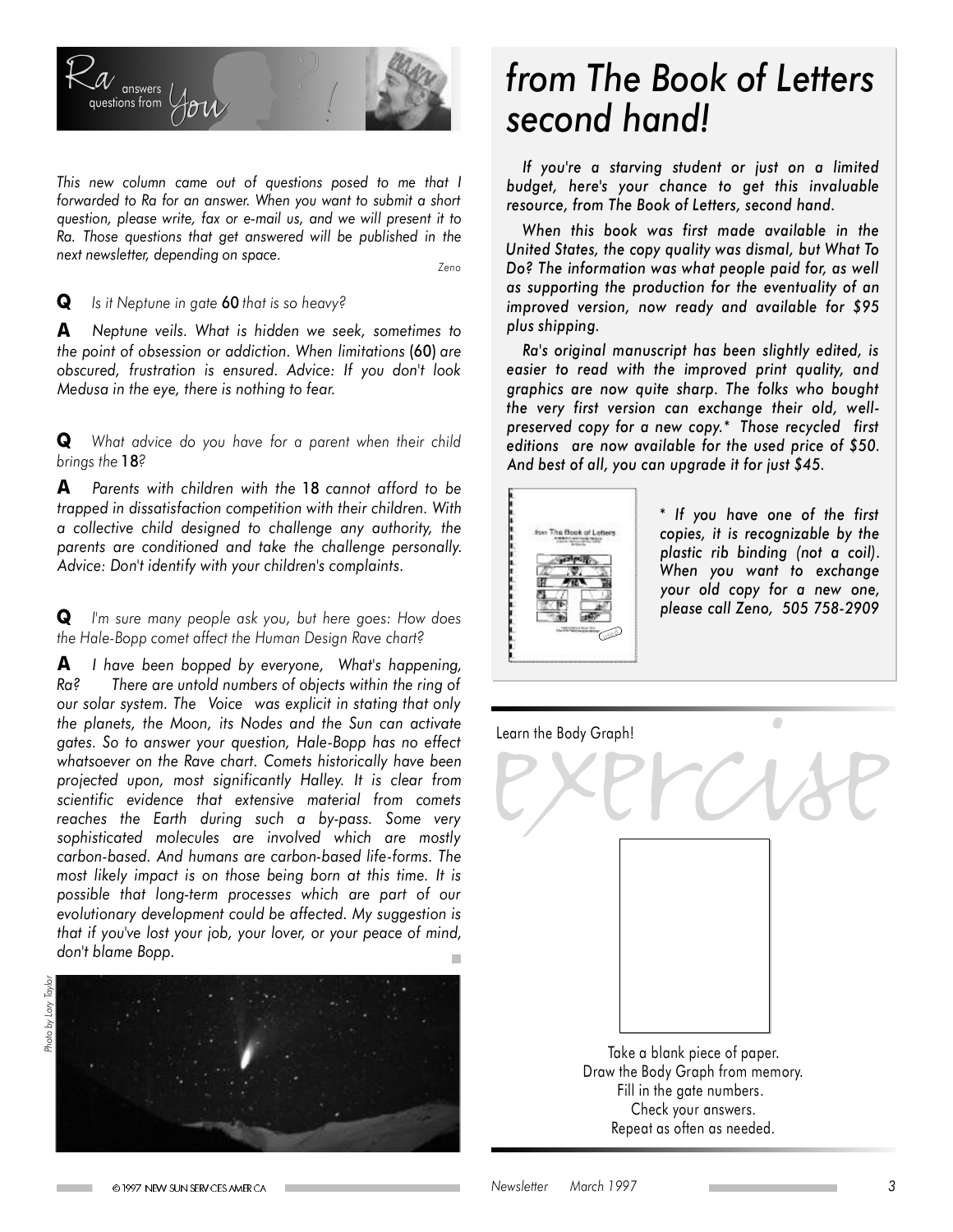# Ra answers questions from You

*This new column came out of questions posed to me that I forwarded to Ra for an answer. When you want to submit a short question, please write, fax or e-mail us, and we will present it to Ra. Those questions that get answered will be published in the next newsletter, depending on space.*

*Zeno*

**Q** *Is it Neptune in gate* **60** *that is so heavy?*

**A** *Neptune veils. What is hidden we seek, sometimes to the point of obsession or addiction. When limitations* **(60)** *are obscured, frustration is ensured. Advice: If you don't look Medusa in the eye, there is nothing to fear.*

**Q** *What advice do you have for a parent when their child brings the* **18***?*

**A** *Parents with children with the* **18** *cannot afford to be trapped in dissatisfaction competition with their children. With a collective child designed to challenge any authority, the parents are conditioned and take the challenge personally. Advice: Don't identify with your children's complaints.*

**Q** *I'm sure many people ask you, but here goes: How does the Hale-Bopp comet affect the Human Design Rave chart?*

**A** *I have been bopped by everyone, What's happening, Ra? There are untold numbers of objects within the ring of our solar system. The Voice was explicit in stating that only the planets, the Moon, its Nodes and the Sun can activate gates. So to answer your question, Hale-Bopp has no effect whatsoever on the Rave chart. Comets historically have been projected upon, most significantly Halley. It is clear from scientific evidence that extensive material from comets reaches the Earth during such a by-pass. Some very sophisticated molecules are involved which are mostly carbon-based. And humans are carbon-based life-forms. The most likely impact is on those being born at this time. It is possible that long-term processes which are part of our evolutionary development could be affected. My suggestion is that if you've lost your job, your lover, or your peace of mind, don't blame Bopp.*

*Photo by Lary Taylor*

# *from The Book of Letters second hand!*

*If you're a starving student or just on a limited budget, here's your chance to get this invaluable resource, from The Book of Letters, second hand.*

*When this book was first made available in the United States, the copy quality was dismal, but What To Do? The information was what people paid for, as well as supporting the production for the eventuality of an improved version, now ready and available for $95 plus shipping.*

*Ra's original manuscript has been slightly edited, is easier to read with the improved print quality, and graphics are now quite sharp. The folks who bought the very first version can exchange their old, well-preserved copy for a new copy.\* Those recycled first editions are now available for the used price of $50. And best of all, you can upgrade it for just $45.*

*\* If you have one of the first copies, it is recognizable by the plastic rib binding (not a coil). When you want to exchange your old copy for a new one, please call Zeno, 505 758-2909*

## Learn the Body Graph!

# exercise

Take a blank piece of paper.
Draw the Body Graph from memory.
Fill in the gate numbers.
Check your answers.
Repeat as often as needed.

© 1997 NEW SUN SERVICES AMERICA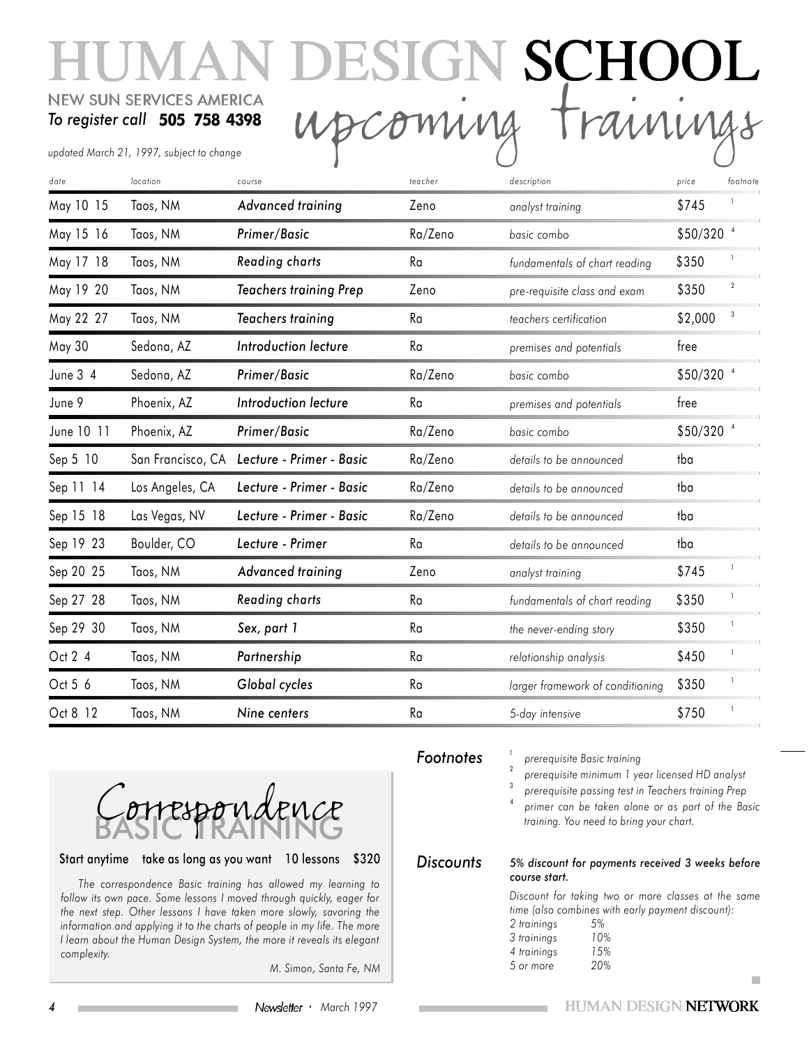# HUMAN DESIGN SCHOOL

## upcoming trainings

NEW SUN SERVICES AMERICA

*To register call* **505 758 4398**

*updated March 21, 1997, subject to change*

| date | location | course | teacher | description | price | footnote |
|---|---|---|---|---|---|---|
| May 10 15 | Taos, NM | *Advanced training* | Zeno | *analyst training* | $745 | 1 |
| May 15 16 | Taos, NM | *Primer/Basic* | Ra/Zeno | *basic combo* | $50/320 | 4 |
| May 17 18 | Taos, NM | *Reading charts* | Ra | *fundamentals of chart reading* | $350 | 1 |
| May 19 20 | Taos, NM | *Teachers training Prep* | Zeno | *pre-requisite class and exam* | $350 | 2 |
| May 22 27 | Taos, NM | *Teachers training* | Ra | *teachers certification* | $2,000 | 3 |
| May 30 | Sedona, AZ | *Introduction lecture* | Ra | *premises and potentials* | free | |
| June 3 4 | Sedona, AZ | *Primer/Basic* | Ra/Zeno | *basic combo* | $50/320 | 4 |
| June 9 | Phoenix, AZ | *Introduction lecture* | Ra | *premises and potentials* | free | |
| June 10 11 | Phoenix, AZ | *Primer/Basic* | Ra/Zeno | *basic combo* | $50/320 | 4 |
| Sep 5 10 | San Francisco, CA | *Lecture - Primer - Basic* | Ra/Zeno | *details to be announced* | tba | |
| Sep 11 14 | Los Angeles, CA | *Lecture - Primer - Basic* | Ra/Zeno | *details to be announced* | tba | |
| Sep 15 18 | Las Vegas, NV | *Lecture - Primer - Basic* | Ra/Zeno | *details to be announced* | tba | |
| Sep 19 23 | Boulder, CO | *Lecture - Primer* | Ra | *details to be announced* | tba | |
| Sep 20 25 | Taos, NM | *Advanced training* | Zeno | *analyst training* | $745 | 1 |
| Sep 27 28 | Taos, NM | *Reading charts* | Ra | *fundamentals of chart reading* | $350 | 1 |
| Sep 29 30 | Taos, NM | *Sex, part 1* | Ra | *the never-ending story* | $350 | 1 |
| Oct 2 4 | Taos, NM | *Partnership* | Ra | *relationship analysis* | $450 | 1 |
| Oct 5 6 | Taos, NM | *Global cycles* | Ra | *larger framework of conditioning* | $350 | 1 |
| Oct 8 12 | Taos, NM | *Nine centers* | Ra | *5-day intensive* | $750 | 1 |

## Correspondence BASIC TRAINING

Start anytime  take as long as you want  10 lessons  $320

*The correspondence Basic training has allowed my learning to follow its own pace. Some lessons I moved through quickly, eager for the next step. Other lessons I have taken more slowly, savoring the information and applying it to the charts of people in my life. The more I learn about the Human Design System, the more it reveals its elegant complexity.*

*M. Simon, Santa Fe, NM*

### *Footnotes*

1. *prerequisite Basic training*
2. *prerequisite minimum 1 year licensed HD analyst*
3. *prerequisite passing test in Teachers training Prep*
4. *primer can be taken alone or as part of the Basic training. You need to bring your chart.*

### *Discounts*

***5% discount for payments received 3 weeks before course start.***

*Discount for taking two or more classes at the same time (also combines with early payment discount):*

| | |
|---|---|
| *2 trainings* | *5%* |
| *3 trainings* | *10%* |
| *4 trainings* | *15%* |
| *5 or more* | *20%* |